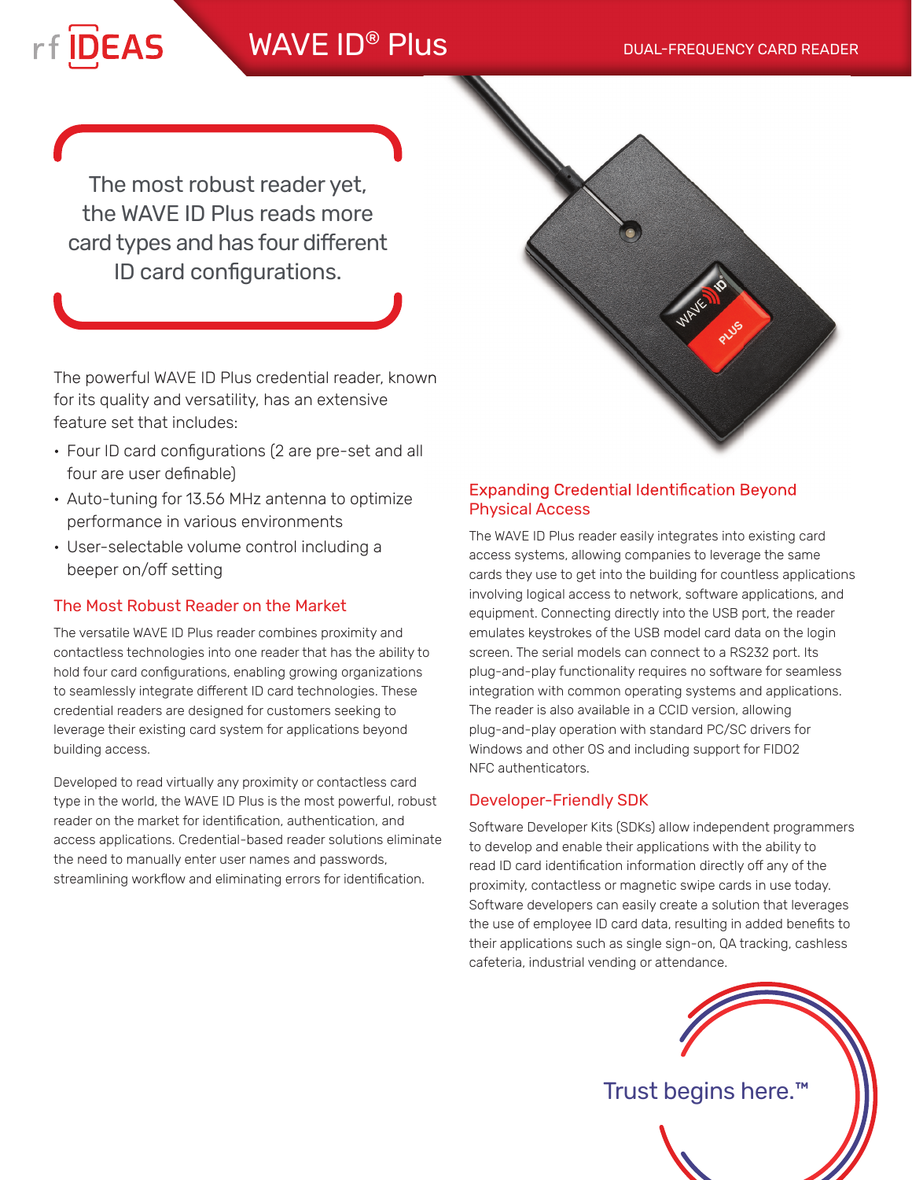rf IDEAS

# WAVE ID® Plus

DUAL-FREQUENCY CARD READER

The most robust reader yet, the WAVE ID Plus reads more card types and has four different ID card configurations.

The powerful WAVE ID Plus credential reader, known for its quality and versatility, has an extensive feature set that includes:

- Four ID card configurations (2 are pre-set and all four are user definable)
- Auto-tuning for 13.56 MHz antenna to optimize performance in various environments
- User-selectable volume control including a beeper on/off setting

## The Most Robust Reader on the Market

The versatile WAVE ID Plus reader combines proximity and contactless technologies into one reader that has the ability to hold four card configurations, enabling growing organizations to seamlessly integrate different ID card technologies. These credential readers are designed for customers seeking to leverage their existing card system for applications beyond building access.

Developed to read virtually any proximity or contactless card type in the world, the WAVE ID Plus is the most powerful, robust reader on the market for identification, authentication, and access applications. Credential-based reader solutions eliminate the need to manually enter user names and passwords, streamlining workflow and eliminating errors for identification.

## Expanding Credential Identification Beyond Physical Access

The WAVE ID Plus reader easily integrates into existing card access systems, allowing companies to leverage the same cards they use to get into the building for countless applications involving logical access to network, software applications, and equipment. Connecting directly into the USB port, the reader emulates keystrokes of the USB model card data on the login screen. The serial models can connect to a RS232 port. Its plug-and-play functionality requires no software for seamless integration with common operating systems and applications. The reader is also available in a CCID version, allowing plug-and-play operation with standard PC/SC drivers for Windows and other OS and including support for FIDO2 NFC authenticators.

## Developer-Friendly SDK

Software Developer Kits (SDKs) allow independent programmers to develop and enable their applications with the ability to read ID card identification information directly off any of the proximity, contactless or magnetic swipe cards in use today. Software developers can easily create a solution that leverages the use of employee ID card data, resulting in added benefits to their applications such as single sign-on, QA tracking, cashless cafeteria, industrial vending or attendance.

Trust begins here.™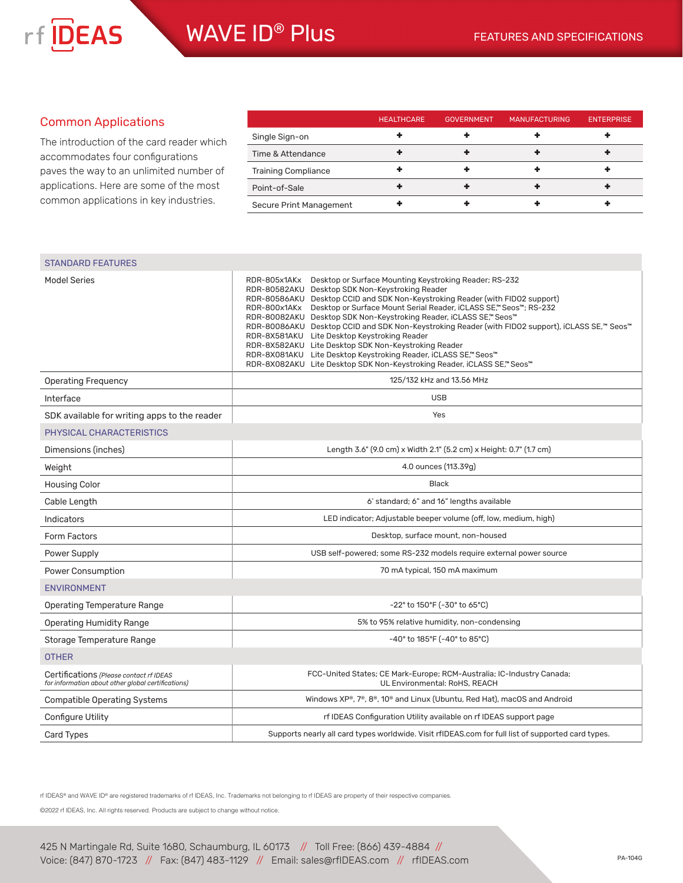## Common Applications

The introduction of the card reader which accommodates four configurations paves the way to an unlimited number of applications. Here are some of the most common applications in key industries.

| | HEALTHCARE | GOVERNMENT | MANUFACTURING | ENTERPRISE |
|---|---|---|---|---|
| Single Sign-on | + | + | + | + |
| Time & Attendance | + | + | + | + |
| Training Compliance | + | + | + | + |
| Point-of-Sale | + | + | + | + |
| Secure Print Management | + | + | + | + |

| STANDARD FEATURES | |
|---|---|
| Model Series | RDR-805x1AKx Desktop or Surface Mounting Keystroking Reader; RS-232<br>RDR-80582AKU Desktop SDK Non-Keystroking Reader<br>RDR-80586AKU Desktop CCID and SDK Non-Keystroking Reader (with FIDO2 support)<br>RDR-800x1AKx Desktop or Surface Mount Serial Reader, iCLASS SE,™ Seos™; RS-232<br>RDR-80082AKU Desktop SDK Non-Keystroking Reader, iCLASS SE,™ Seos™<br>RDR-80086AKU Desktop CCID and SDK Non-Keystroking Reader (with FIDO2 support), iCLASS SE,™ Seos™<br>RDR-8X581AKU Lite Desktop Keystroking Reader<br>RDR-8X582AKU Lite Desktop SDK Non-Keystroking Reader<br>RDR-8X081AKU Lite Desktop Keystroking Reader, iCLASS SE,™ Seos™<br>RDR-8X082AKU Lite Desktop SDK Non-Keystroking Reader, iCLASS SE,™ Seos™ |
| Operating Frequency | 125/132 kHz and 13.56 MHz |
| Interface | USB |
| SDK available for writing apps to the reader | Yes |
| **PHYSICAL CHARACTERISTICS** | |
| Dimensions (inches) | Length 3.6" (9.0 cm) x Width 2.1" (5.2 cm) x Height: 0.7" (1.7 cm) |
| Weight | 4.0 ounces (113.39g) |
| Housing Color | Black |
| Cable Length | 6' standard; 6" and 16" lengths available |
| Indicators | LED indicator; Adjustable beeper volume (off, low, medium, high) |
| Form Factors | Desktop, surface mount, non-housed |
| Power Supply | USB self-powered; some RS-232 models require external power source |
| Power Consumption | 70 mA typical, 150 mA maximum |
| **ENVIRONMENT** | |
| Operating Temperature Range | -22° to 150°F (-30° to 65°C) |
| Operating Humidity Range | 5% to 95% relative humidity, non-condensing |
| Storage Temperature Range | -40° to 185°F (-40° to 85°C) |
| **OTHER** | |
| Certifications *(Please contact rf IDEAS for information about other global certifications)* | FCC-United States; CE Mark-Europe; RCM-Australia; IC-Industry Canada;<br>UL Environmental: RoHS, REACH |
| Compatible Operating Systems | Windows XP®, 7®, 8®, 10® and Linux (Ubuntu, Red Hat), macOS and Android |
| Configure Utility | rf IDEAS Configuration Utility available on rf IDEAS support page |
| Card Types | Supports nearly all card types worldwide. Visit rfIDEAS.com for full list of supported card types. |

rf IDEAS® and WAVE ID® are registered trademarks of rf IDEAS, Inc. Trademarks not belonging to rf IDEAS are property of their respective companies.

©2022 rf IDEAS, Inc. All rights reserved. Products are subject to change without notice.

425 N Martingale Rd, Suite 1680, Schaumburg, IL 60173 // Toll Free: (866) 439-4884 //
Voice: (847) 870-1723 // Fax: (847) 483-1129 // Email: sales@rfIDEAS.com // rfIDEAS.com

PA-104G